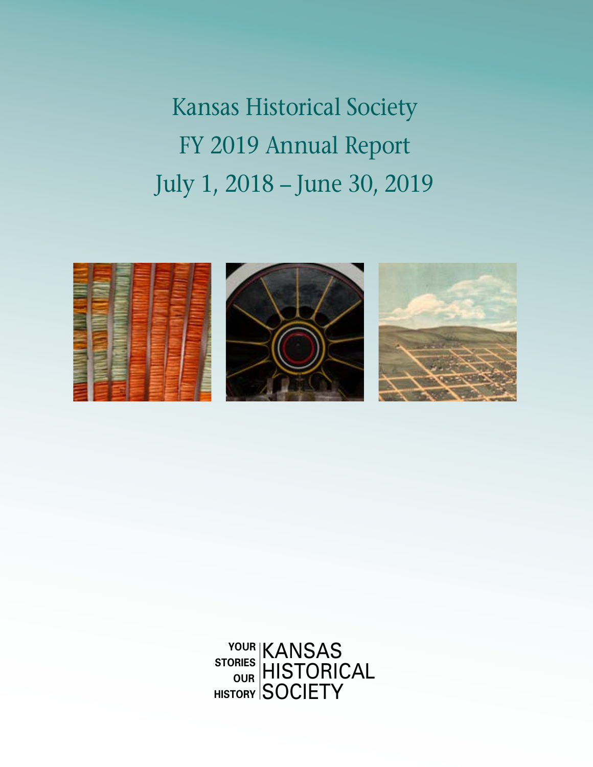# Kansas Historical Society
# FY 2019 Annual Report
# July 1, 2018 – June 30, 2019

YOUR STORIES OUR HISTORY | KANSAS HISTORICAL SOCIETY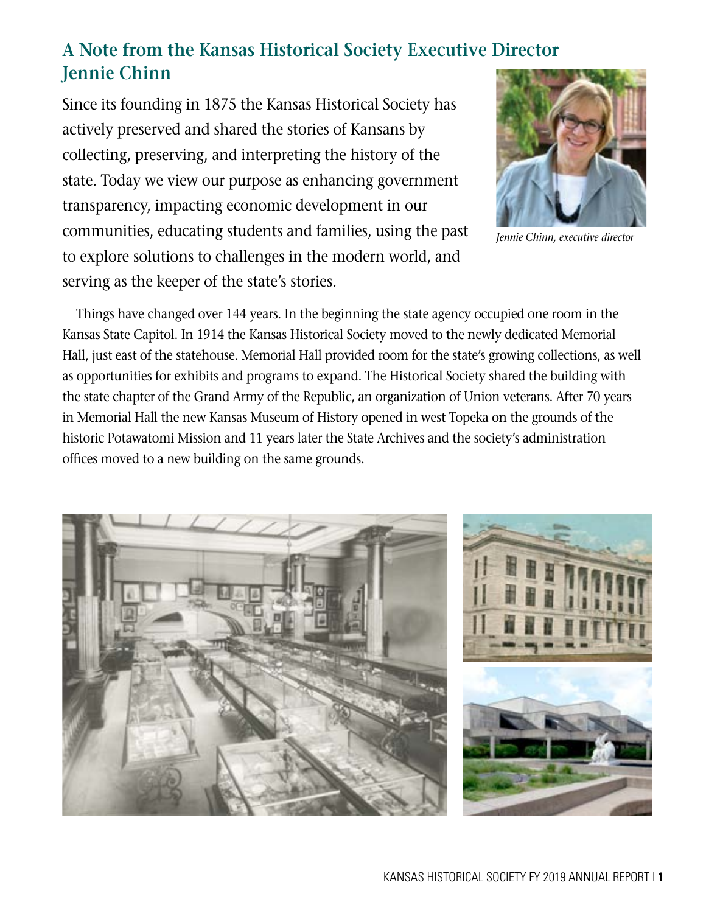## A Note from the Kansas Historical Society Executive Director Jennie Chinn

Since its founding in 1875 the Kansas Historical Society has actively preserved and shared the stories of Kansans by collecting, preserving, and interpreting the history of the state. Today we view our purpose as enhancing government transparency, impacting economic development in our communities, educating students and families, using the past to explore solutions to challenges in the modern world, and serving as the keeper of the state's stories.

*Jennie Chinn, executive director*

Things have changed over 144 years. In the beginning the state agency occupied one room in the Kansas State Capitol. In 1914 the Kansas Historical Society moved to the newly dedicated Memorial Hall, just east of the statehouse. Memorial Hall provided room for the state's growing collections, as well as opportunities for exhibits and programs to expand. The Historical Society shared the building with the state chapter of the Grand Army of the Republic, an organization of Union veterans. After 70 years in Memorial Hall the new Kansas Museum of History opened in west Topeka on the grounds of the historic Potawatomi Mission and 11 years later the State Archives and the society's administration offices moved to a new building on the same grounds.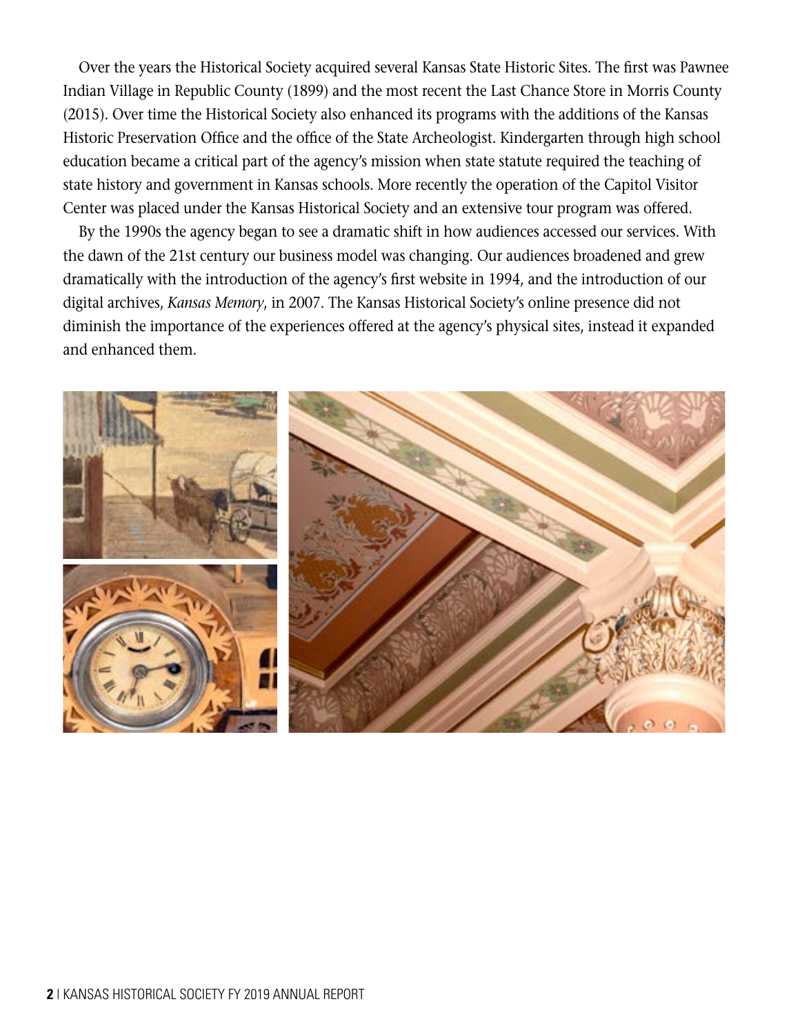Over the years the Historical Society acquired several Kansas State Historic Sites. The first was Pawnee Indian Village in Republic County (1899) and the most recent the Last Chance Store in Morris County (2015). Over time the Historical Society also enhanced its programs with the additions of the Kansas Historic Preservation Office and the office of the State Archeologist. Kindergarten through high school education became a critical part of the agency's mission when state statute required the teaching of state history and government in Kansas schools. More recently the operation of the Capitol Visitor Center was placed under the Kansas Historical Society and an extensive tour program was offered.

By the 1990s the agency began to see a dramatic shift in how audiences accessed our services. With the dawn of the 21st century our business model was changing. Our audiences broadened and grew dramatically with the introduction of the agency's first website in 1994, and the introduction of our digital archives, *Kansas Memory*, in 2007. The Kansas Historical Society's online presence did not diminish the importance of the experiences offered at the agency's physical sites, instead it expanded and enhanced them.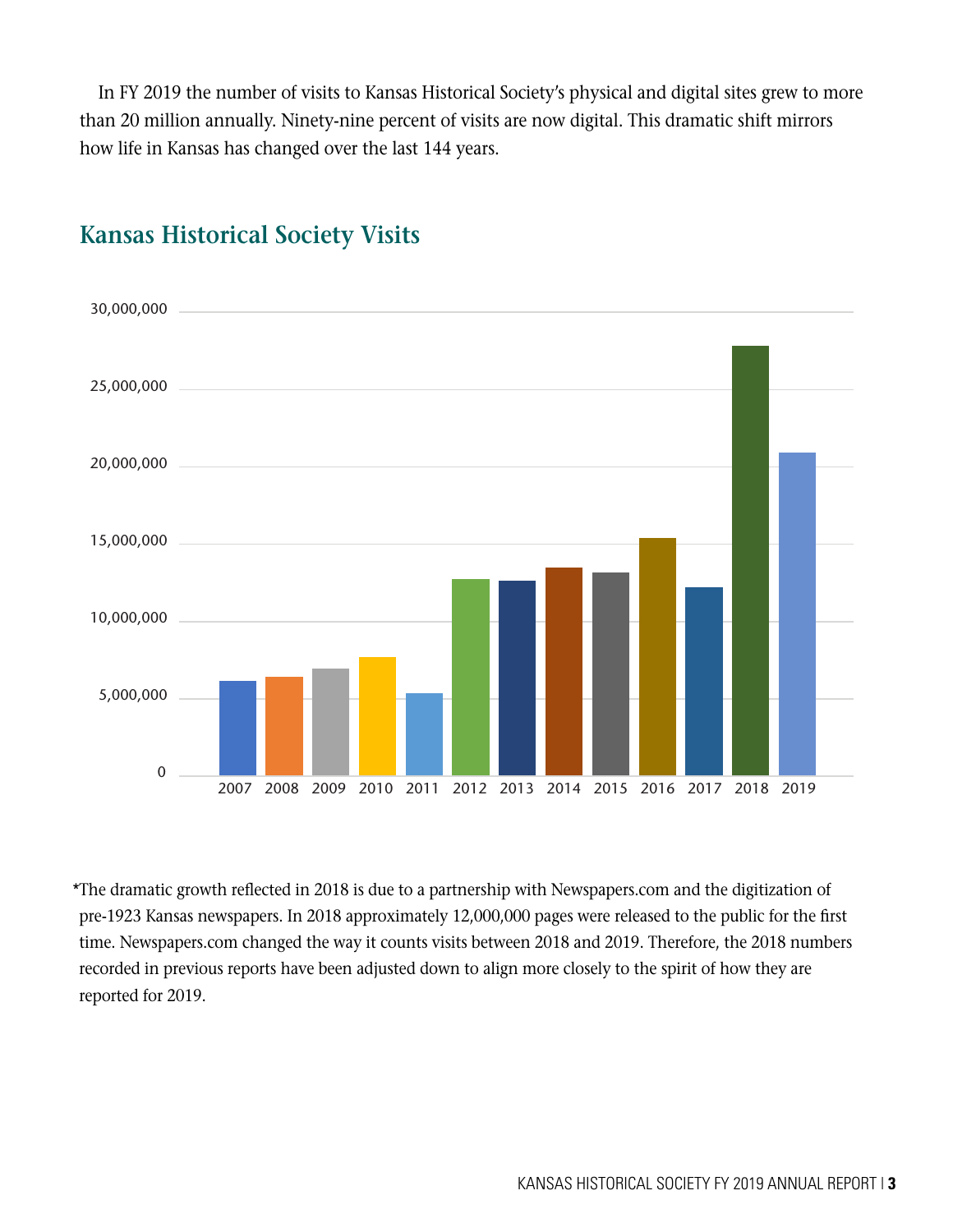In FY 2019 the number of visits to Kansas Historical Society's physical and digital sites grew to more than 20 million annually. Ninety-nine percent of visits are now digital. This dramatic shift mirrors how life in Kansas has changed over the last 144 years.

## Kansas Historical Society Visits

*The dramatic growth reflected in 2018 is due to a partnership with Newspapers.com and the digitization of pre-1923 Kansas newspapers. In 2018 approximately 12,000,000 pages were released to the public for the first time. Newspapers.com changed the way it counts visits between 2018 and 2019. Therefore, the 2018 numbers recorded in previous reports have been adjusted down to align more closely to the spirit of how they are reported for 2019.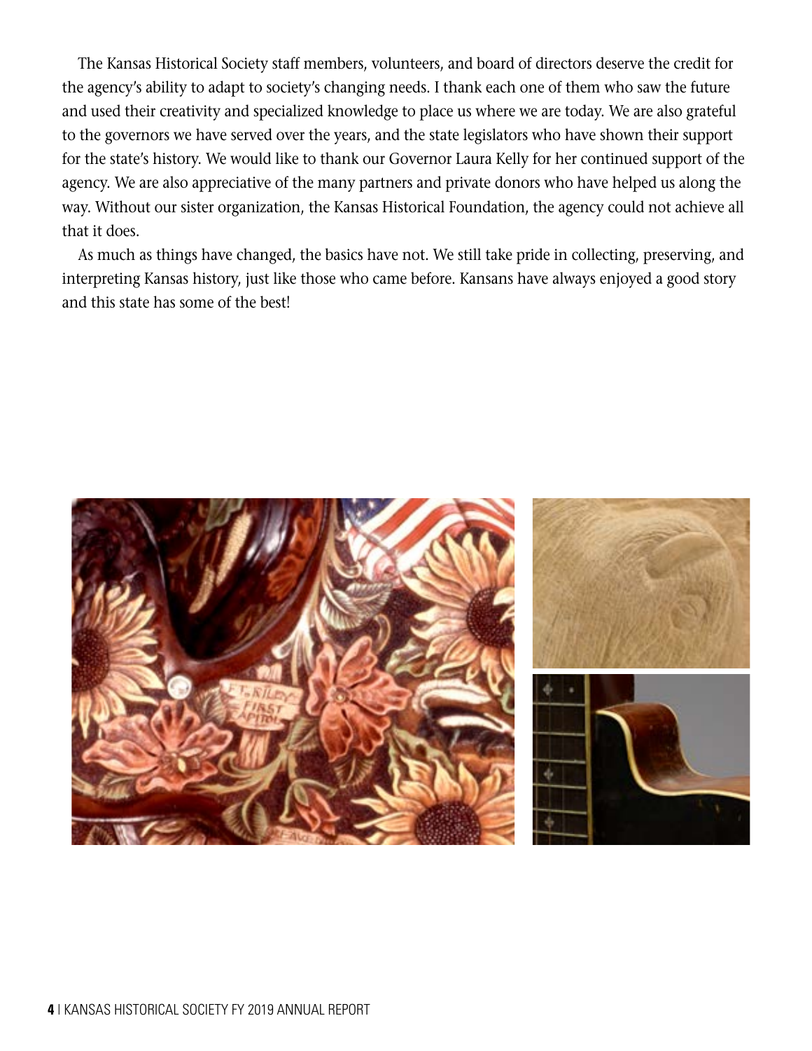The Kansas Historical Society staff members, volunteers, and board of directors deserve the credit for the agency's ability to adapt to society's changing needs. I thank each one of them who saw the future and used their creativity and specialized knowledge to place us where we are today. We are also grateful to the governors we have served over the years, and the state legislators who have shown their support for the state's history. We would like to thank our Governor Laura Kelly for her continued support of the agency. We are also appreciative of the many partners and private donors who have helped us along the way. Without our sister organization, the Kansas Historical Foundation, the agency could not achieve all that it does.

As much as things have changed, the basics have not. We still take pride in collecting, preserving, and interpreting Kansas history, just like those who came before. Kansans have always enjoyed a good story and this state has some of the best!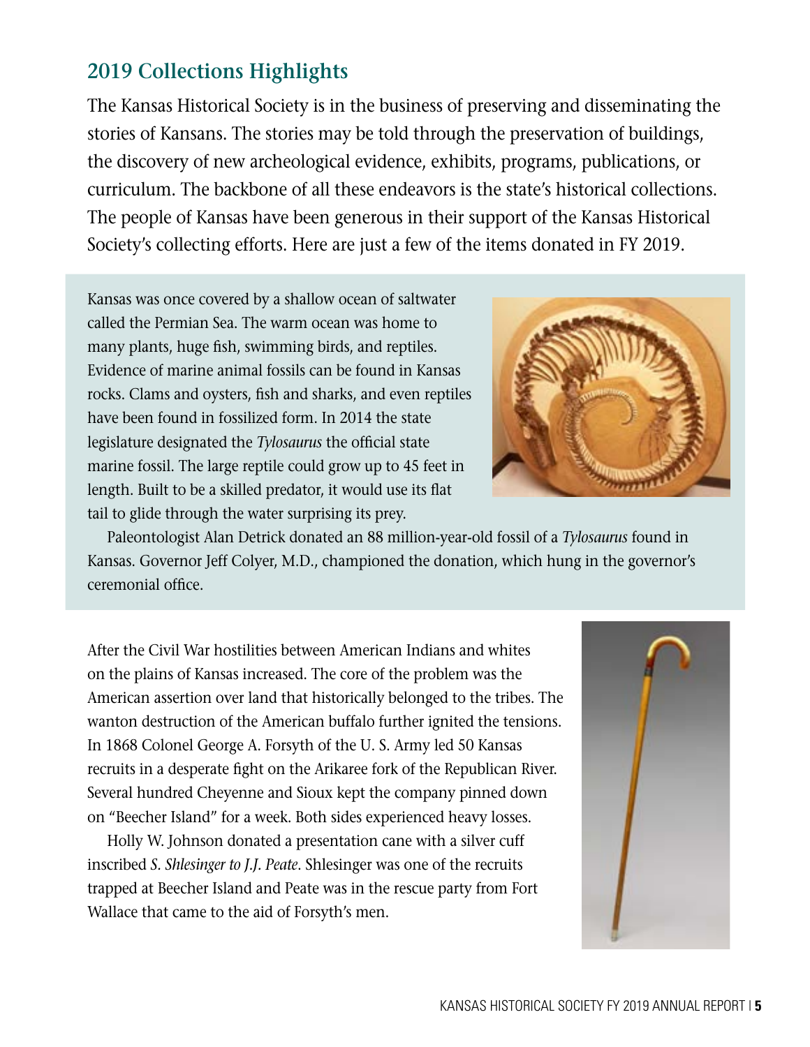## 2019 Collections Highlights

The Kansas Historical Society is in the business of preserving and disseminating the stories of Kansans. The stories may be told through the preservation of buildings, the discovery of new archeological evidence, exhibits, programs, publications, or curriculum. The backbone of all these endeavors is the state's historical collections. The people of Kansas have been generous in their support of the Kansas Historical Society's collecting efforts. Here are just a few of the items donated in FY 2019.

Kansas was once covered by a shallow ocean of saltwater called the Permian Sea. The warm ocean was home to many plants, huge fish, swimming birds, and reptiles. Evidence of marine animal fossils can be found in Kansas rocks. Clams and oysters, fish and sharks, and even reptiles have been found in fossilized form. In 2014 the state legislature designated the *Tylosaurus* the official state marine fossil. The large reptile could grow up to 45 feet in length. Built to be a skilled predator, it would use its flat tail to glide through the water surprising its prey.

Paleontologist Alan Detrick donated an 88 million-year-old fossil of a *Tylosaurus* found in Kansas. Governor Jeff Colyer, M.D., championed the donation, which hung in the governor's ceremonial office.

After the Civil War hostilities between American Indians and whites on the plains of Kansas increased. The core of the problem was the American assertion over land that historically belonged to the tribes. The wanton destruction of the American buffalo further ignited the tensions. In 1868 Colonel George A. Forsyth of the U. S. Army led 50 Kansas recruits in a desperate fight on the Arikaree fork of the Republican River. Several hundred Cheyenne and Sioux kept the company pinned down on "Beecher Island" for a week. Both sides experienced heavy losses.

Holly W. Johnson donated a presentation cane with a silver cuff inscribed *S. Shlesinger to J.J. Peate*. Shlesinger was one of the recruits trapped at Beecher Island and Peate was in the rescue party from Fort Wallace that came to the aid of Forsyth's men.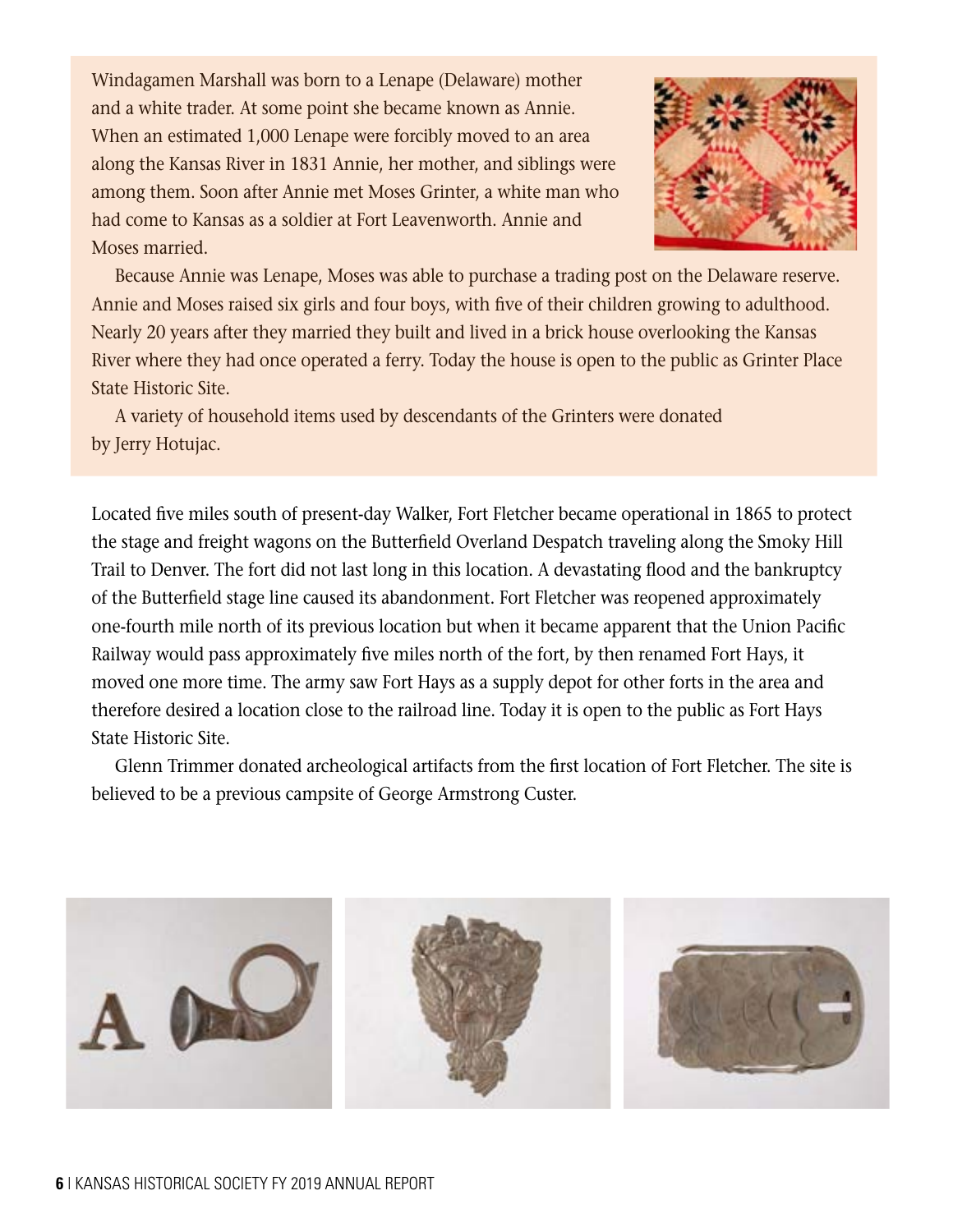Windagamen Marshall was born to a Lenape (Delaware) mother and a white trader. At some point she became known as Annie. When an estimated 1,000 Lenape were forcibly moved to an area along the Kansas River in 1831 Annie, her mother, and siblings were among them. Soon after Annie met Moses Grinter, a white man who had come to Kansas as a soldier at Fort Leavenworth. Annie and Moses married.

Because Annie was Lenape, Moses was able to purchase a trading post on the Delaware reserve. Annie and Moses raised six girls and four boys, with five of their children growing to adulthood. Nearly 20 years after they married they built and lived in a brick house overlooking the Kansas River where they had once operated a ferry. Today the house is open to the public as Grinter Place State Historic Site.

A variety of household items used by descendants of the Grinters were donated by Jerry Hotujac.

Located five miles south of present-day Walker, Fort Fletcher became operational in 1865 to protect the stage and freight wagons on the Butterfield Overland Despatch traveling along the Smoky Hill Trail to Denver. The fort did not last long in this location. A devastating flood and the bankruptcy of the Butterfield stage line caused its abandonment. Fort Fletcher was reopened approximately one-fourth mile north of its previous location but when it became apparent that the Union Pacific Railway would pass approximately five miles north of the fort, by then renamed Fort Hays, it moved one more time. The army saw Fort Hays as a supply depot for other forts in the area and therefore desired a location close to the railroad line. Today it is open to the public as Fort Hays State Historic Site.

Glenn Trimmer donated archeological artifacts from the first location of Fort Fletcher. The site is believed to be a previous campsite of George Armstrong Custer.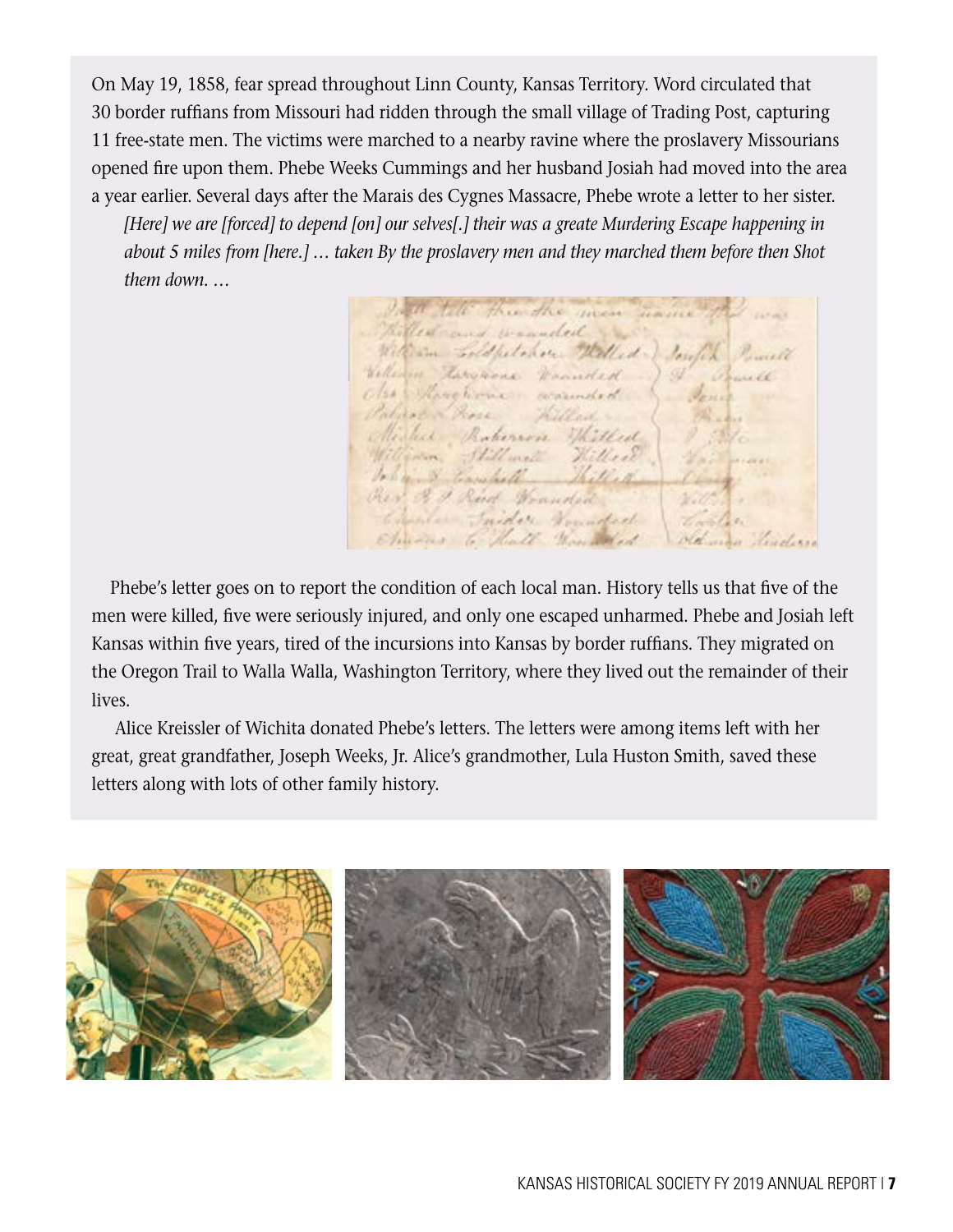On May 19, 1858, fear spread throughout Linn County, Kansas Territory. Word circulated that 30 border ruffians from Missouri had ridden through the small village of Trading Post, capturing 11 free-state men. The victims were marched to a nearby ravine where the proslavery Missourians opened fire upon them. Phebe Weeks Cummings and her husband Josiah had moved into the area a year earlier. Several days after the Marais des Cygnes Massacre, Phebe wrote a letter to her sister.

> *[Here] we are [forced] to depend [on] our selves[.] their was a greate Murdering Escape happening in about 5 miles from [here.] … taken By the proslavery men and they marched them before then Shot them down. …*

Phebe's letter goes on to report the condition of each local man. History tells us that five of the men were killed, five were seriously injured, and only one escaped unharmed. Phebe and Josiah left Kansas within five years, tired of the incursions into Kansas by border ruffians. They migrated on the Oregon Trail to Walla Walla, Washington Territory, where they lived out the remainder of their lives.

Alice Kreissler of Wichita donated Phebe's letters. The letters were among items left with her great, great grandfather, Joseph Weeks, Jr. Alice's grandmother, Lula Huston Smith, saved these letters along with lots of other family history.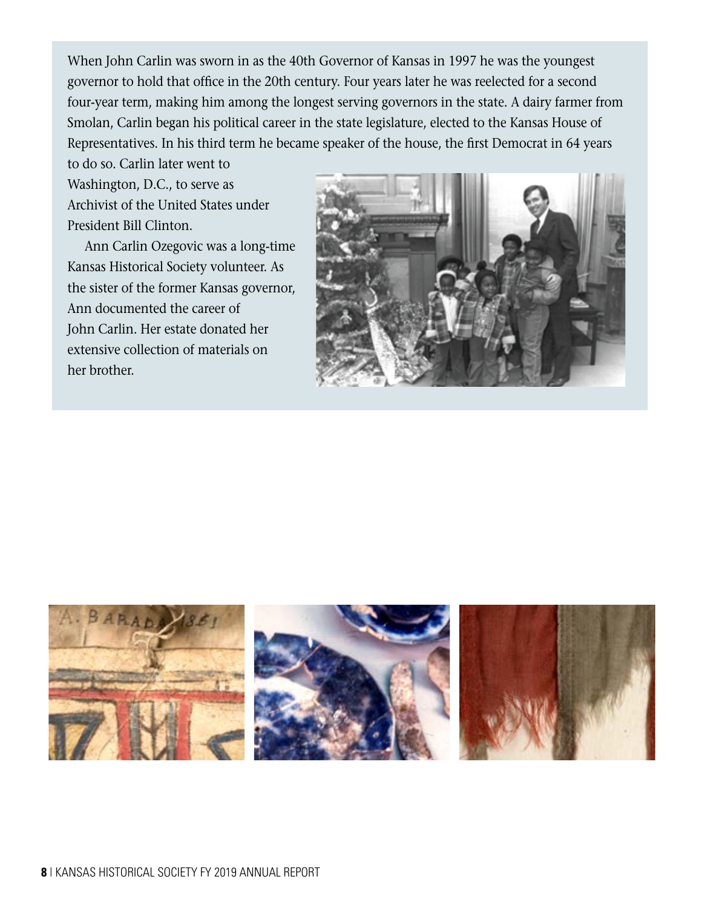When John Carlin was sworn in as the 40th Governor of Kansas in 1997 he was the youngest governor to hold that office in the 20th century. Four years later he was reelected for a second four-year term, making him among the longest serving governors in the state. A dairy farmer from Smolan, Carlin began his political career in the state legislature, elected to the Kansas House of Representatives. In his third term he became speaker of the house, the first Democrat in 64 years to do so. Carlin later went to Washington, D.C., to serve as Archivist of the United States under President Bill Clinton.

Ann Carlin Ozegovic was a long-time Kansas Historical Society volunteer. As the sister of the former Kansas governor, Ann documented the career of John Carlin. Her estate donated her extensive collection of materials on her brother.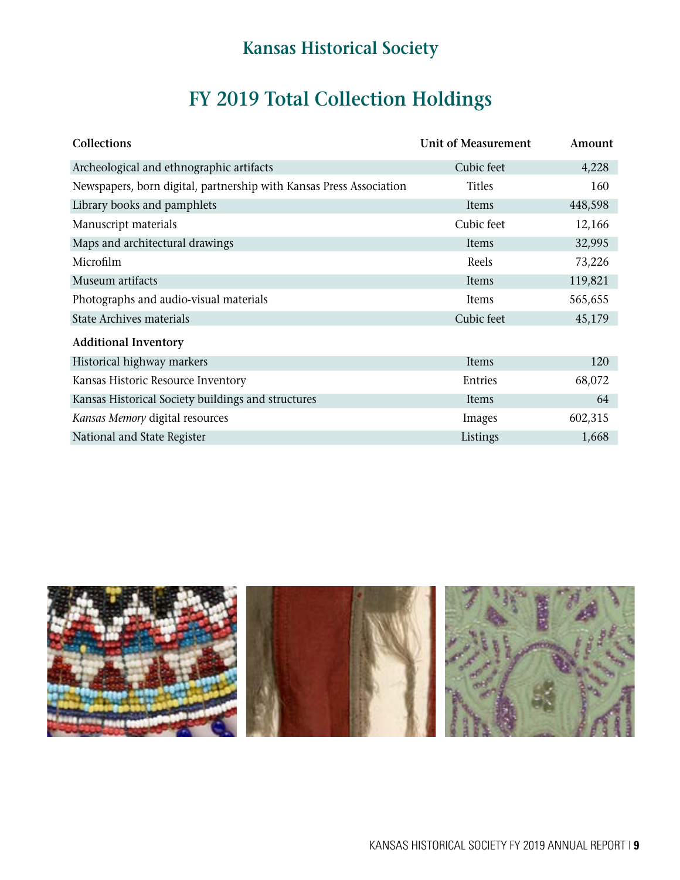## Kansas Historical Society

# FY 2019 Total Collection Holdings

| Collections | Unit of Measurement | Amount |
|---|---|---|
| Archeological and ethnographic artifacts | Cubic feet | 4,228 |
| Newspapers, born digital, partnership with Kansas Press Association | Titles | 160 |
| Library books and pamphlets | Items | 448,598 |
| Manuscript materials | Cubic feet | 12,166 |
| Maps and architectural drawings | Items | 32,995 |
| Microfilm | Reels | 73,226 |
| Museum artifacts | Items | 119,821 |
| Photographs and audio-visual materials | Items | 565,655 |
| State Archives materials | Cubic feet | 45,179 |
| **Additional Inventory** | | |
| Historical highway markers | Items | 120 |
| Kansas Historic Resource Inventory | Entries | 68,072 |
| Kansas Historical Society buildings and structures | Items | 64 |
| *Kansas Memory* digital resources | Images | 602,315 |
| National and State Register | Listings | 1,668 |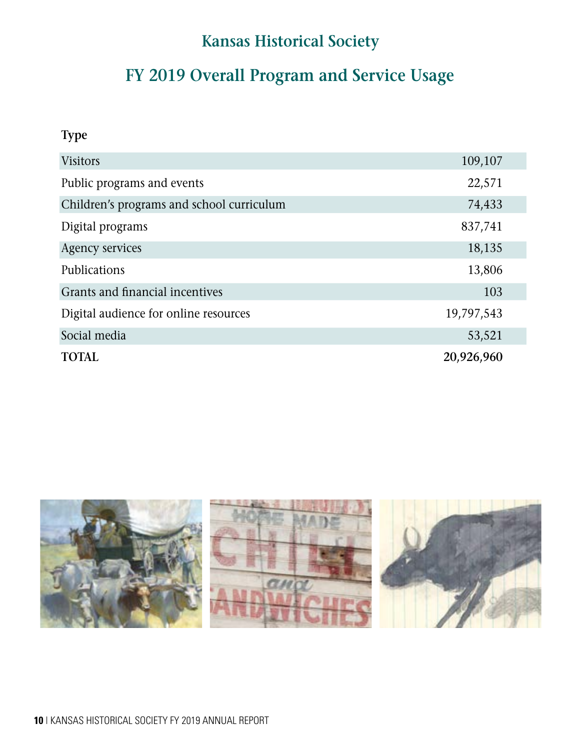# Kansas Historical Society

## FY 2019 Overall Program and Service Usage

| Type | |
|---|---|
| Visitors | 109,107 |
| Public programs and events | 22,571 |
| Children's programs and school curriculum | 74,433 |
| Digital programs | 837,741 |
| Agency services | 18,135 |
| Publications | 13,806 |
| Grants and financial incentives | 103 |
| Digital audience for online resources | 19,797,543 |
| Social media | 53,521 |
| **TOTAL** | **20,926,960** |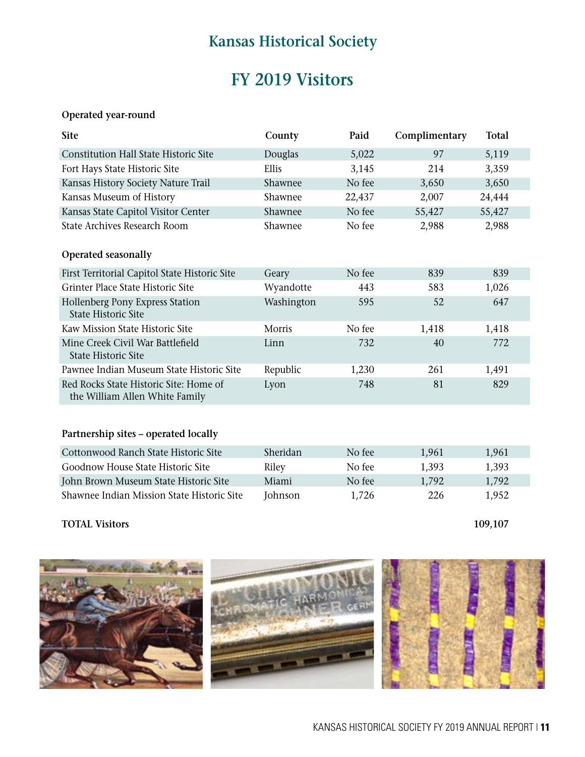## Kansas Historical Society

# FY 2019 Visitors

**Operated year-round**

| Site | County | Paid | Complimentary | Total |
|---|---|---|---|---|
| Constitution Hall State Historic Site | Douglas | 5,022 | 97 | 5,119 |
| Fort Hays State Historic Site | Ellis | 3,145 | 214 | 3,359 |
| Kansas History Society Nature Trail | Shawnee | No fee | 3,650 | 3,650 |
| Kansas Museum of History | Shawnee | 22,437 | 2,007 | 24,444 |
| Kansas State Capitol Visitor Center | Shawnee | No fee | 55,427 | 55,427 |
| State Archives Research Room | Shawnee | No fee | 2,988 | 2,988 |

**Operated seasonally**

| Site | County | Paid | Complimentary | Total |
|---|---|---|---|---|
| First Territorial Capitol State Historic Site | Geary | No fee | 839 | 839 |
| Grinter Place State Historic Site | Wyandotte | 443 | 583 | 1,026 |
| Hollenberg Pony Express Station State Historic Site | Washington | 595 | 52 | 647 |
| Kaw Mission State Historic Site | Morris | No fee | 1,418 | 1,418 |
| Mine Creek Civil War Battlefield State Historic Site | Linn | 732 | 40 | 772 |
| Pawnee Indian Museum State Historic Site | Republic | 1,230 | 261 | 1,491 |
| Red Rocks State Historic Site: Home of the William Allen White Family | Lyon | 748 | 81 | 829 |

**Partnership sites – operated locally**

| Site | County | Paid | Complimentary | Total |
|---|---|---|---|---|
| Cottonwood Ranch State Historic Site | Sheridan | No fee | 1,961 | 1,961 |
| Goodnow House State Historic Site | Riley | No fee | 1,393 | 1,393 |
| John Brown Museum State Historic Site | Miami | No fee | 1,792 | 1,792 |
| Shawnee Indian Mission State Historic Site | Johnson | 1,726 | 226 | 1,952 |

**TOTAL Visitors** **109,107**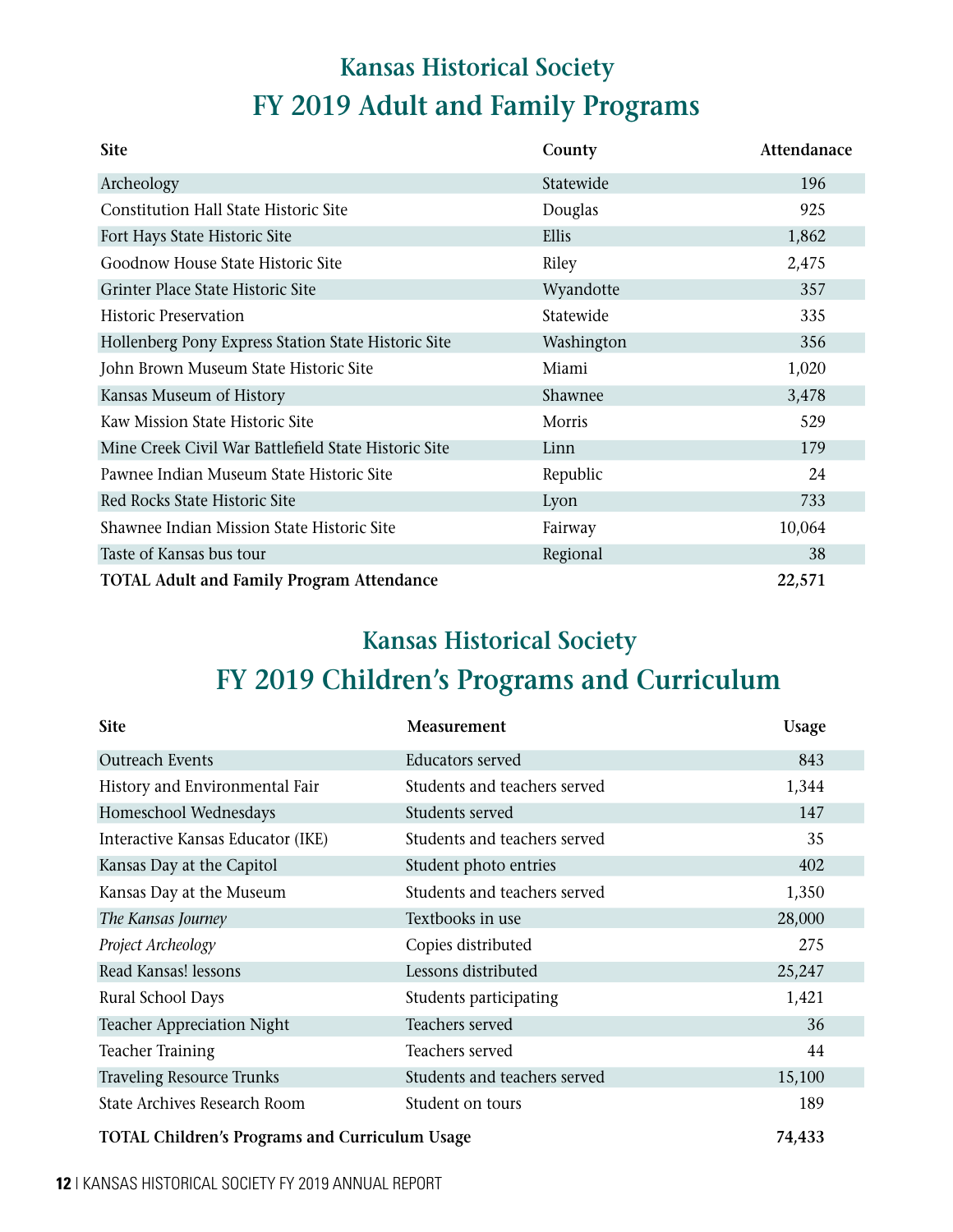## Kansas Historical Society

# FY 2019 Adult and Family Programs

| Site | County | Attendanace |
|---|---|---|
| Archeology | Statewide | 196 |
| Constitution Hall State Historic Site | Douglas | 925 |
| Fort Hays State Historic Site | Ellis | 1,862 |
| Goodnow House State Historic Site | Riley | 2,475 |
| Grinter Place State Historic Site | Wyandotte | 357 |
| Historic Preservation | Statewide | 335 |
| Hollenberg Pony Express Station State Historic Site | Washington | 356 |
| John Brown Museum State Historic Site | Miami | 1,020 |
| Kansas Museum of History | Shawnee | 3,478 |
| Kaw Mission State Historic Site | Morris | 529 |
| Mine Creek Civil War Battlefield State Historic Site | Linn | 179 |
| Pawnee Indian Museum State Historic Site | Republic | 24 |
| Red Rocks State Historic Site | Lyon | 733 |
| Shawnee Indian Mission State Historic Site | Fairway | 10,064 |
| Taste of Kansas bus tour | Regional | 38 |
| **TOTAL Adult and Family Program Attendance** | | **22,571** |

## Kansas Historical Society

# FY 2019 Children's Programs and Curriculum

| Site | Measurement | Usage |
|---|---|---|
| Outreach Events | Educators served | 843 |
| History and Environmental Fair | Students and teachers served | 1,344 |
| Homeschool Wednesdays | Students served | 147 |
| Interactive Kansas Educator (IKE) | Students and teachers served | 35 |
| Kansas Day at the Capitol | Student photo entries | 402 |
| Kansas Day at the Museum | Students and teachers served | 1,350 |
| *The Kansas Journey* | Textbooks in use | 28,000 |
| *Project Archeology* | Copies distributed | 275 |
| Read Kansas! lessons | Lessons distributed | 25,247 |
| Rural School Days | Students participating | 1,421 |
| Teacher Appreciation Night | Teachers served | 36 |
| Teacher Training | Teachers served | 44 |
| Traveling Resource Trunks | Students and teachers served | 15,100 |
| State Archives Research Room | Student on tours | 189 |
| **TOTAL Children's Programs and Curriculum Usage** | | **74,433** |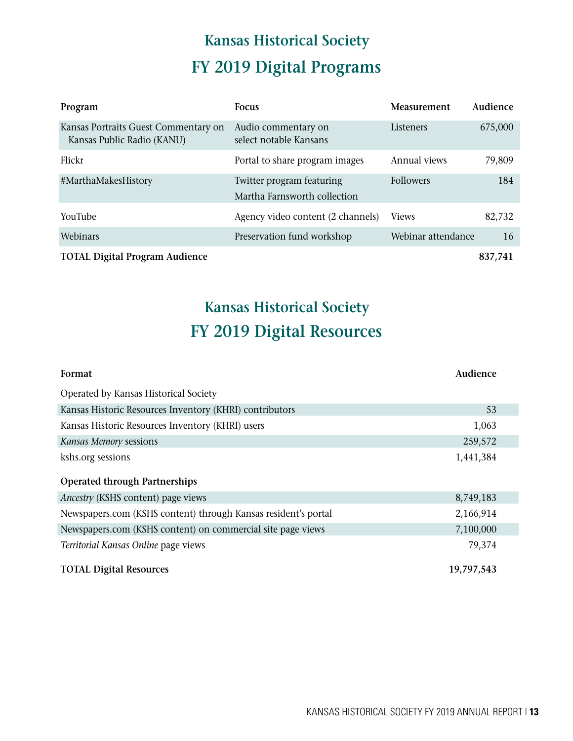## Kansas Historical Society
# FY 2019 Digital Programs

| Program | Focus | Measurement | Audience |
|---|---|---|---|
| Kansas Portraits Guest Commentary on Kansas Public Radio (KANU) | Audio commentary on select notable Kansans | Listeners | 675,000 |
| Flickr | Portal to share program images | Annual views | 79,809 |
| #MarthaMakesHistory | Twitter program featuring Martha Farnsworth collection | Followers | 184 |
| YouTube | Agency video content (2 channels) | Views | 82,732 |
| Webinars | Preservation fund workshop | Webinar attendance | 16 |
| **TOTAL Digital Program Audience** | | | **837,741** |

## Kansas Historical Society
# FY 2019 Digital Resources

| Format | Audience |
|---|---|
| Operated by Kansas Historical Society | |
| Kansas Historic Resources Inventory (KHRI) contributors | 53 |
| Kansas Historic Resources Inventory (KHRI) users | 1,063 |
| *Kansas Memory* sessions | 259,572 |
| kshs.org sessions | 1,441,384 |
| **Operated through Partnerships** | |
| *Ancestry* (KSHS content) page views | 8,749,183 |
| Newspapers.com (KSHS content) through Kansas resident's portal | 2,166,914 |
| Newspapers.com (KSHS content) on commercial site page views | 7,100,000 |
| *Territorial Kansas Online* page views | 79,374 |
| **TOTAL Digital Resources** | **19,797,543** |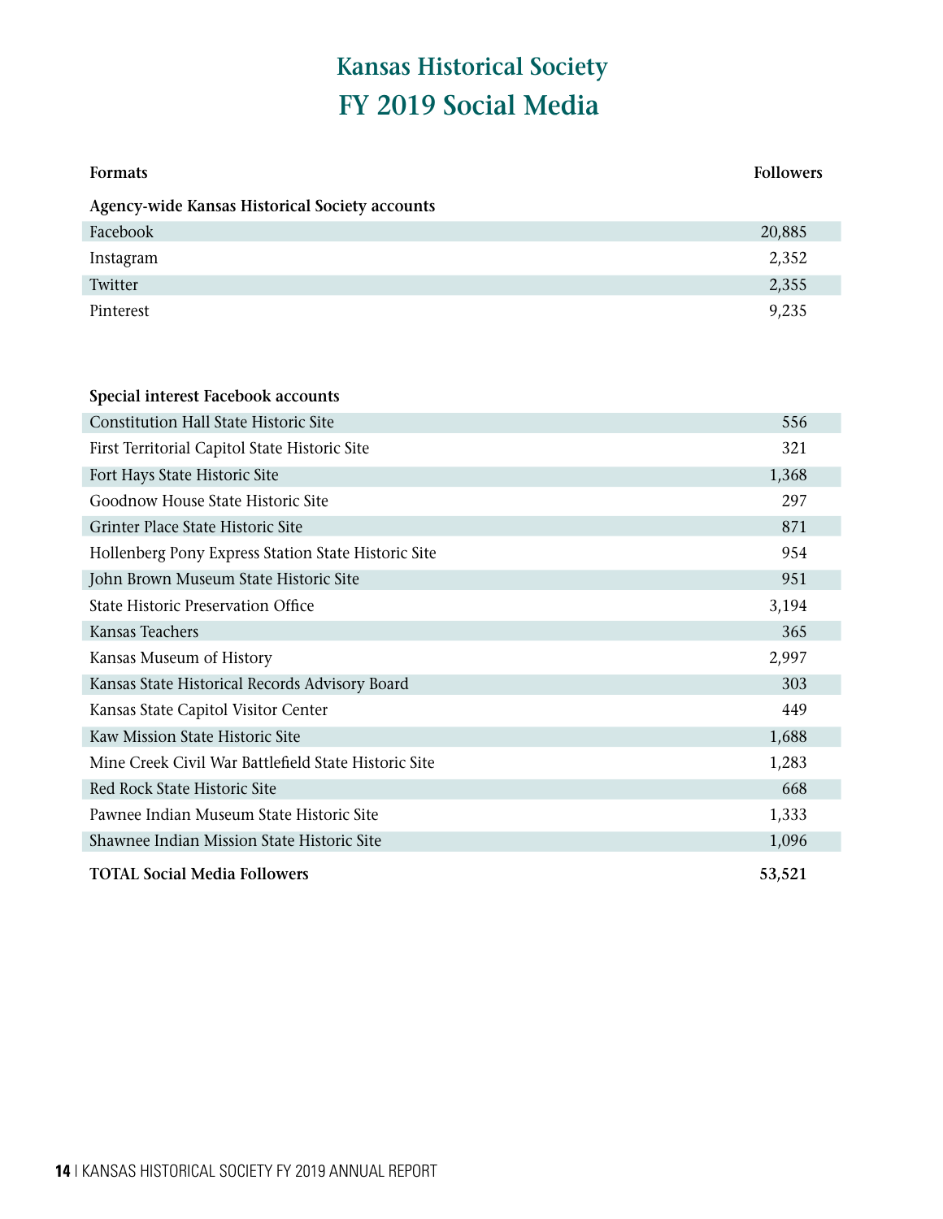# Kansas Historical Society

## FY 2019 Social Media

| Formats | Followers |
| --- | --- |
| **Agency-wide Kansas Historical Society accounts** | |
| Facebook | 20,885 |
| Instagram | 2,352 |
| Twitter | 2,355 |
| Pinterest | 9,235 |
| | |
| **Special interest Facebook accounts** | |
| Constitution Hall State Historic Site | 556 |
| First Territorial Capitol State Historic Site | 321 |
| Fort Hays State Historic Site | 1,368 |
| Goodnow House State Historic Site | 297 |
| Grinter Place State Historic Site | 871 |
| Hollenberg Pony Express Station State Historic Site | 954 |
| John Brown Museum State Historic Site | 951 |
| State Historic Preservation Office | 3,194 |
| Kansas Teachers | 365 |
| Kansas Museum of History | 2,997 |
| Kansas State Historical Records Advisory Board | 303 |
| Kansas State Capitol Visitor Center | 449 |
| Kaw Mission State Historic Site | 1,688 |
| Mine Creek Civil War Battlefield State Historic Site | 1,283 |
| Red Rock State Historic Site | 668 |
| Pawnee Indian Museum State Historic Site | 1,333 |
| Shawnee Indian Mission State Historic Site | 1,096 |
| **TOTAL Social Media Followers** | **53,521** |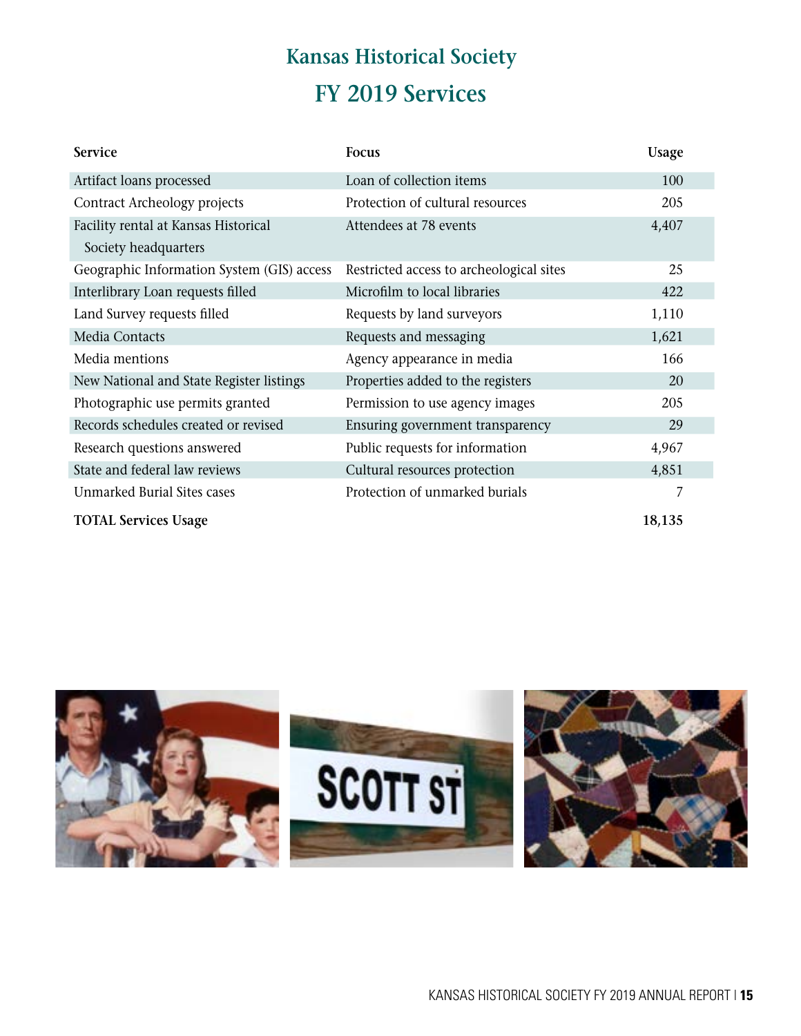# Kansas Historical Society

## FY 2019 Services

| Service | Focus | Usage |
|---|---|---|
| Artifact loans processed | Loan of collection items | 100 |
| Contract Archeology projects | Protection of cultural resources | 205 |
| Facility rental at Kansas Historical Society headquarters | Attendees at 78 events | 4,407 |
| Geographic Information System (GIS) access | Restricted access to archeological sites | 25 |
| Interlibrary Loan requests filled | Microfilm to local libraries | 422 |
| Land Survey requests filled | Requests by land surveyors | 1,110 |
| Media Contacts | Requests and messaging | 1,621 |
| Media mentions | Agency appearance in media | 166 |
| New National and State Register listings | Properties added to the registers | 20 |
| Photographic use permits granted | Permission to use agency images | 205 |
| Records schedules created or revised | Ensuring government transparency | 29 |
| Research questions answered | Public requests for information | 4,967 |
| State and federal law reviews | Cultural resources protection | 4,851 |
| Unmarked Burial Sites cases | Protection of unmarked burials | 7 |
| **TOTAL Services Usage** | | **18,135** |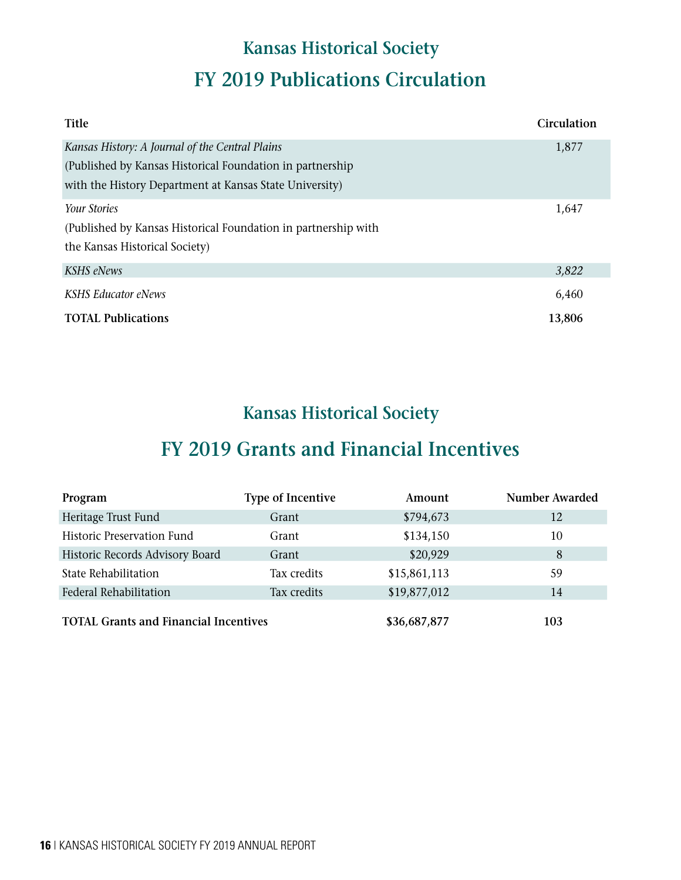## Kansas Historical Society

# FY 2019 Publications Circulation

| Title | Circulation |
|---|---|
| *Kansas History: A Journal of the Central Plains*<br>(Published by Kansas Historical Foundation in partnership with the History Department at Kansas State University) | 1,877 |
| *Your Stories*<br>(Published by Kansas Historical Foundation in partnership with the Kansas Historical Society) | 1,647 |
| *KSHS eNews* | *3,822* |
| *KSHS Educator eNews* | 6,460 |
| **TOTAL Publications** | **13,806** |

## Kansas Historical Society

# FY 2019 Grants and Financial Incentives

| Program | Type of Incentive | Amount | Number Awarded |
|---|---|---|---|
| Heritage Trust Fund | Grant | $794,673 | 12 |
| Historic Preservation Fund | Grant | $134,150 | 10 |
| Historic Records Advisory Board | Grant | $20,929 | 8 |
| State Rehabilitation | Tax credits | $15,861,113 | 59 |
| Federal Rehabilitation | Tax credits | $19,877,012 | 14 |
| **TOTAL Grants and Financial Incentives** | | **$36,687,877** | **103** |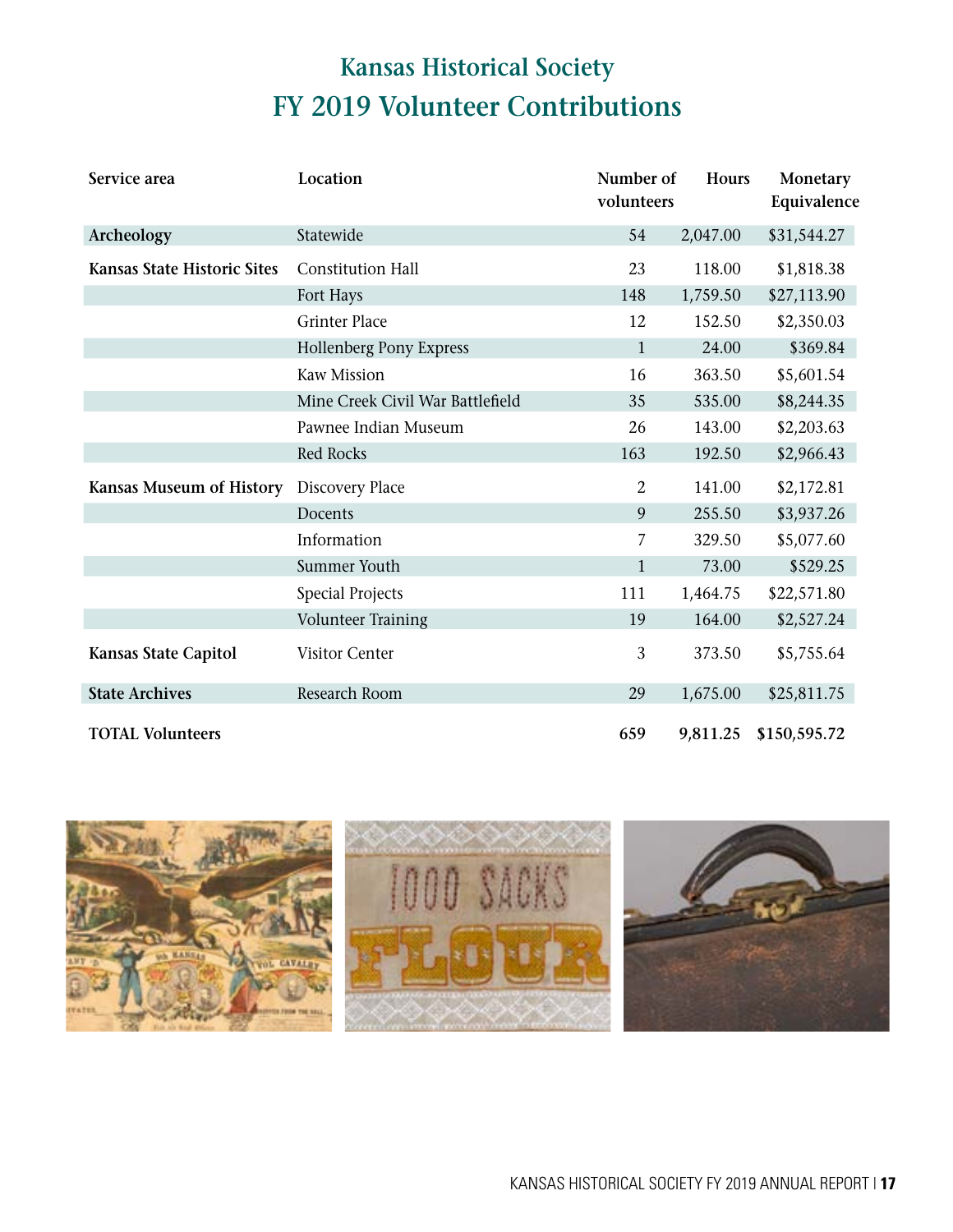# Kansas Historical Society

## FY 2019 Volunteer Contributions

| Service area | Location | Number of volunteers | Hours | Monetary Equivalence |
|---|---|---|---|---|
| **Archeology** | Statewide | 54 | 2,047.00 | $31,544.27 |
| **Kansas State Historic Sites** | Constitution Hall | 23 | 118.00 | $1,818.38 |
| | Fort Hays | 148 | 1,759.50 | $27,113.90 |
| | Grinter Place | 12 | 152.50 | $2,350.03 |
| | Hollenberg Pony Express | 1 | 24.00 | $369.84 |
| | Kaw Mission | 16 | 363.50 | $5,601.54 |
| | Mine Creek Civil War Battlefield | 35 | 535.00 | $8,244.35 |
| | Pawnee Indian Museum | 26 | 143.00 | $2,203.63 |
| | Red Rocks | 163 | 192.50 | $2,966.43 |
| **Kansas Museum of History** | Discovery Place | 2 | 141.00 | $2,172.81 |
| | Docents | 9 | 255.50 | $3,937.26 |
| | Information | 7 | 329.50 | $5,077.60 |
| | Summer Youth | 1 | 73.00 | $529.25 |
| | Special Projects | 111 | 1,464.75 | $22,571.80 |
| | Volunteer Training | 19 | 164.00 | $2,527.24 |
| **Kansas State Capitol** | Visitor Center | 3 | 373.50 | $5,755.64 |
| **State Archives** | Research Room | 29 | 1,675.00 | $25,811.75 |
| **TOTAL Volunteers** | | **659** | **9,811.25** | **$150,595.72** |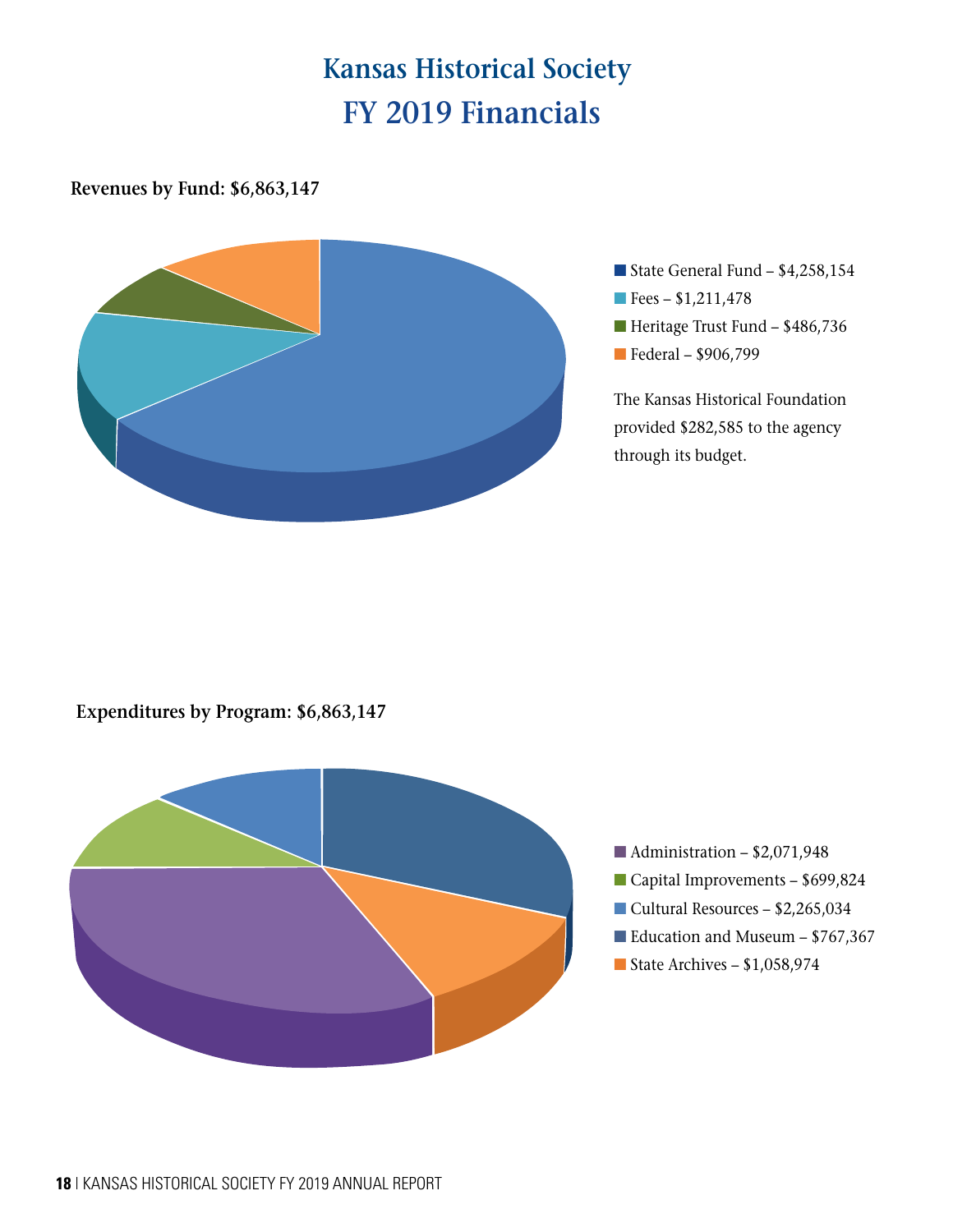# Kansas Historical Society
# FY 2019 Financials

**Revenues by Fund: $6,863,147**

- State General Fund – $4,258,154
- Fees – $1,211,478
- Heritage Trust Fund – $486,736
- Federal – $906,799

The Kansas Historical Foundation provided $282,585 to the agency through its budget.

**Expenditures by Program: $6,863,147**

- Administration – $2,071,948
- Capital Improvements – $699,824
- Cultural Resources – $2,265,034
- Education and Museum – $767,367
- State Archives – $1,058,974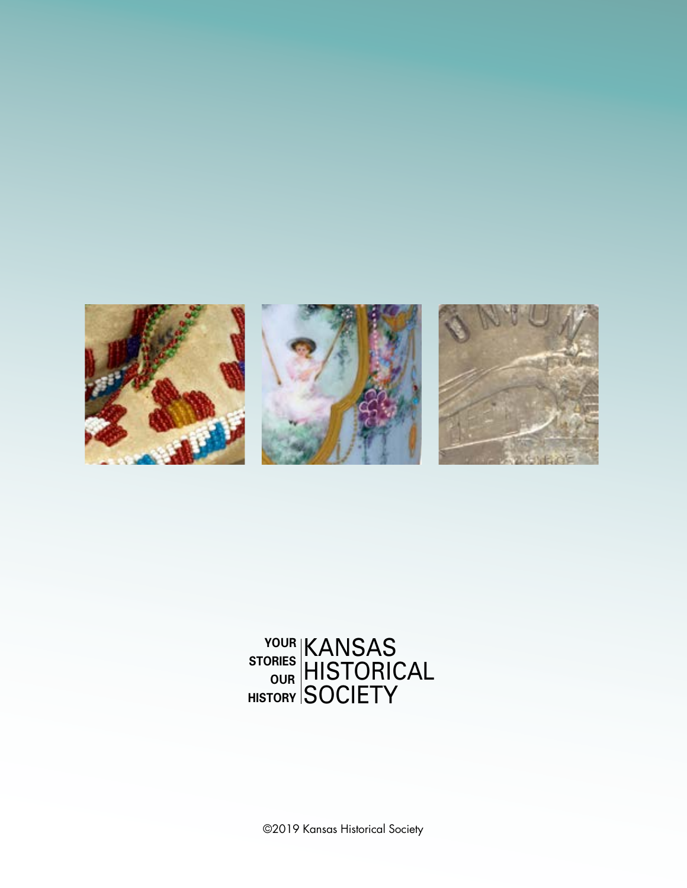YOUR STORIES OUR HISTORY | KANSAS HISTORICAL SOCIETY

©2019 Kansas Historical Society